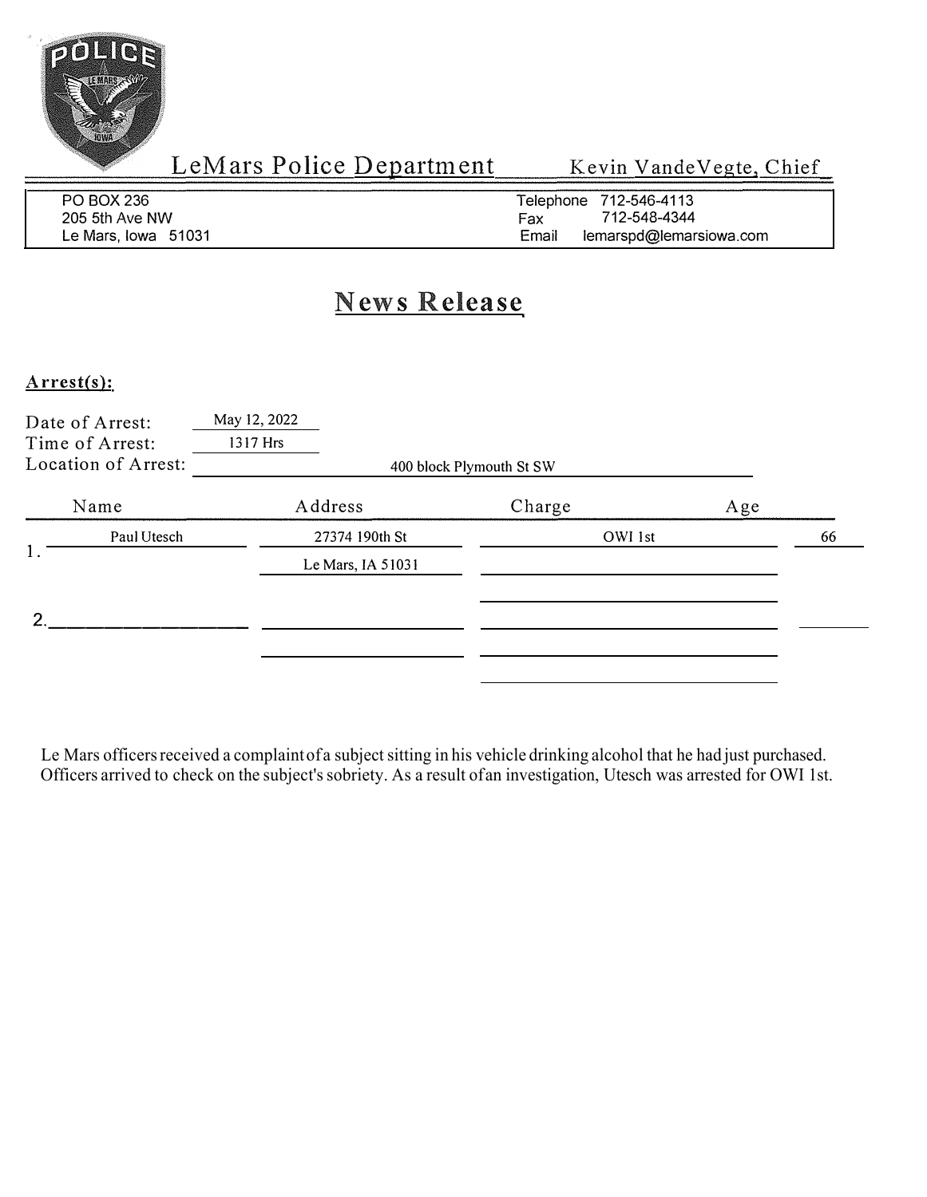# LeMars Police Department

Kevin VandeVegte, Chief

PO BOX 236
205 5th Ave NW
Le Mars, Iowa 51031

Telephone 712-546-4113
Fax 712-548-4344
Email lemarspd@lemarsiowa.com

## News Release

**Arrest(s):**

Date of Arrest: May 12, 2022
Time of Arrest: 1317 Hrs
Location of Arrest: 400 block Plymouth St SW

| | Name | Address | Charge | Age |
|---|---|---|---|---|
| 1. | Paul Utesch | 27374 190th St<br>Le Mars, IA 51031 | OWI 1st | 66 |
| 2. | | | | |

Le Mars officers received a complaint of a subject sitting in his vehicle drinking alcohol that he had just purchased. Officers arrived to check on the subject's sobriety. As a result of an investigation, Utesch was arrested for OWI 1st.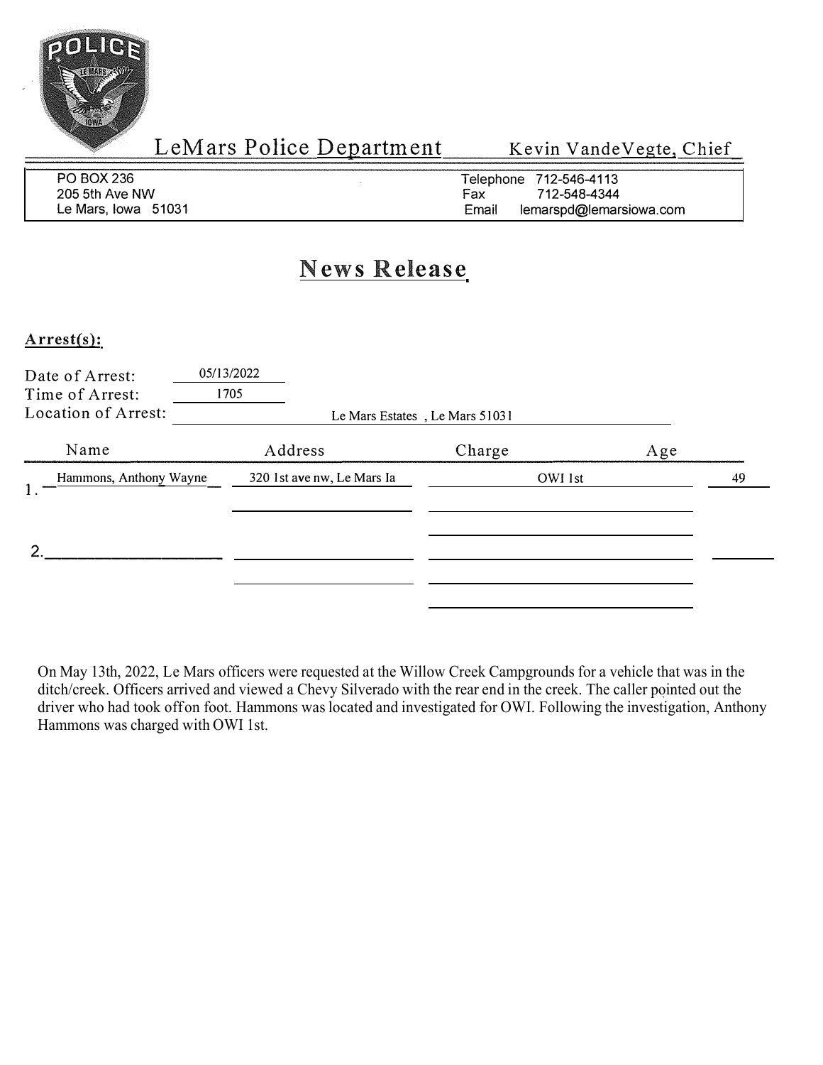# LeMars Police Department

Kevin VandeVegte, Chief

PO BOX 236
205 5th Ave NW
Le Mars, Iowa 51031

Telephone 712-546-4113
Fax 712-548-4344
Email lemarspd@lemarsiowa.com

## News Release

**Arrest(s):**

Date of Arrest: 05/13/2022
Time of Arrest: 1705
Location of Arrest: Le Mars Estates , Le Mars 51031

| | Name | Address | Charge | Age |
|---|---|---|---|---|
| 1. | Hammons, Anthony Wayne | 320 1st ave nw, Le Mars Ia | OWI 1st | 49 |
| 2. | | | | |

On May 13th, 2022, Le Mars officers were requested at the Willow Creek Campgrounds for a vehicle that was in the ditch/creek. Officers arrived and viewed a Chevy Silverado with the rear end in the creek. The caller pointed out the driver who had took offon foot. Hammons was located and investigated for OWI. Following the investigation, Anthony Hammons was charged with OWI 1st.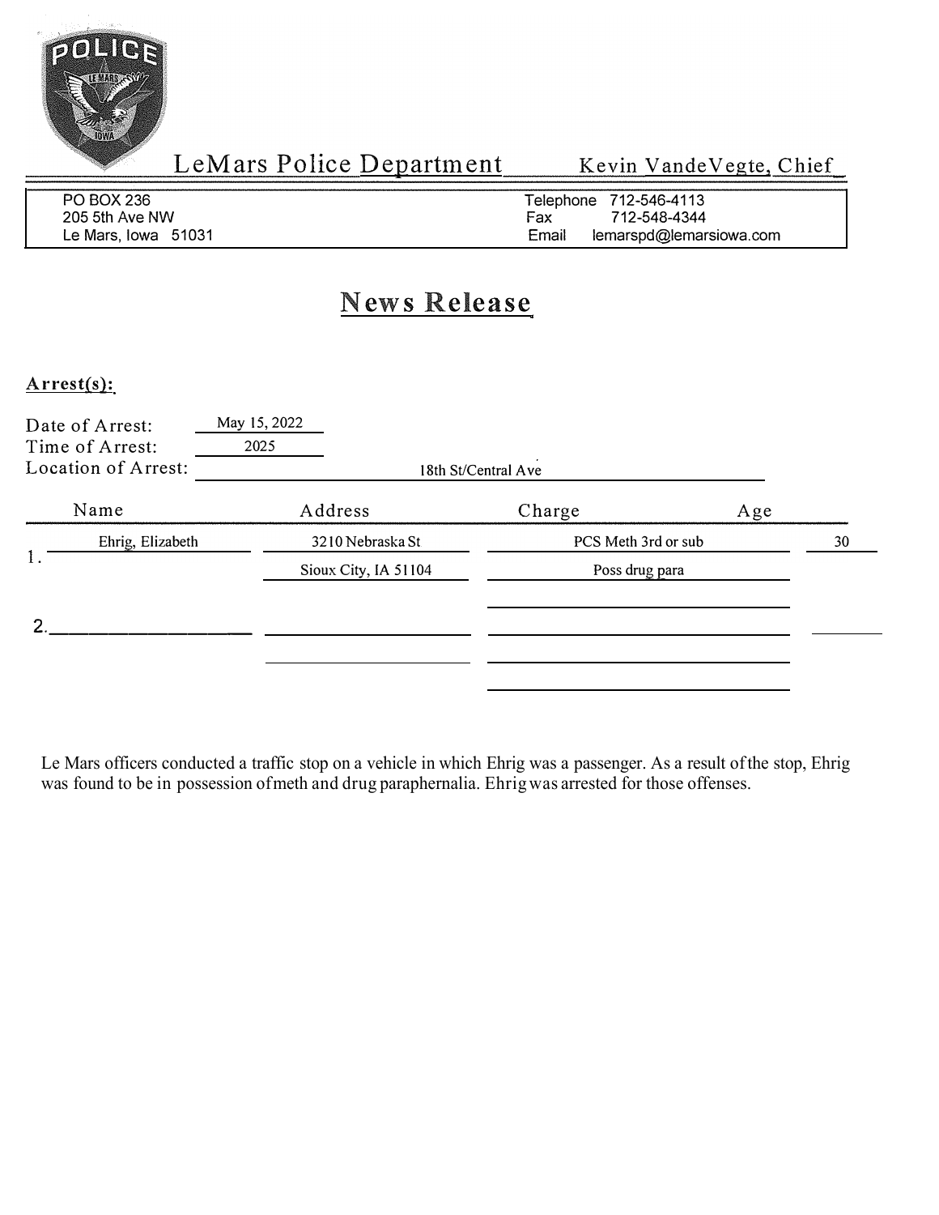# LeMars Police Department

Kevin VandeVegte, Chief

PO BOX 236
205 5th Ave NW
Le Mars, Iowa 51031

Telephone 712-546-4113
Fax 712-548-4344
Email lemarspd@lemarsiowa.com

## News Release

**Arrest(s):**

Date of Arrest: May 15, 2022
Time of Arrest: 2025
Location of Arrest: 18th St/Central Ave

| | Name | Address | Charge | Age |
|---|---|---|---|---|
| 1. | Ehrig, Elizabeth | 3210 Nebraska St | PCS Meth 3rd or sub | 30 |
| | | Sioux City, IA 51104 | Poss drug para | |
| 2. | | | | |

Le Mars officers conducted a traffic stop on a vehicle in which Ehrig was a passenger. As a result of the stop, Ehrig was found to be in possession of meth and drug paraphernalia. Ehrig was arrested for those offenses.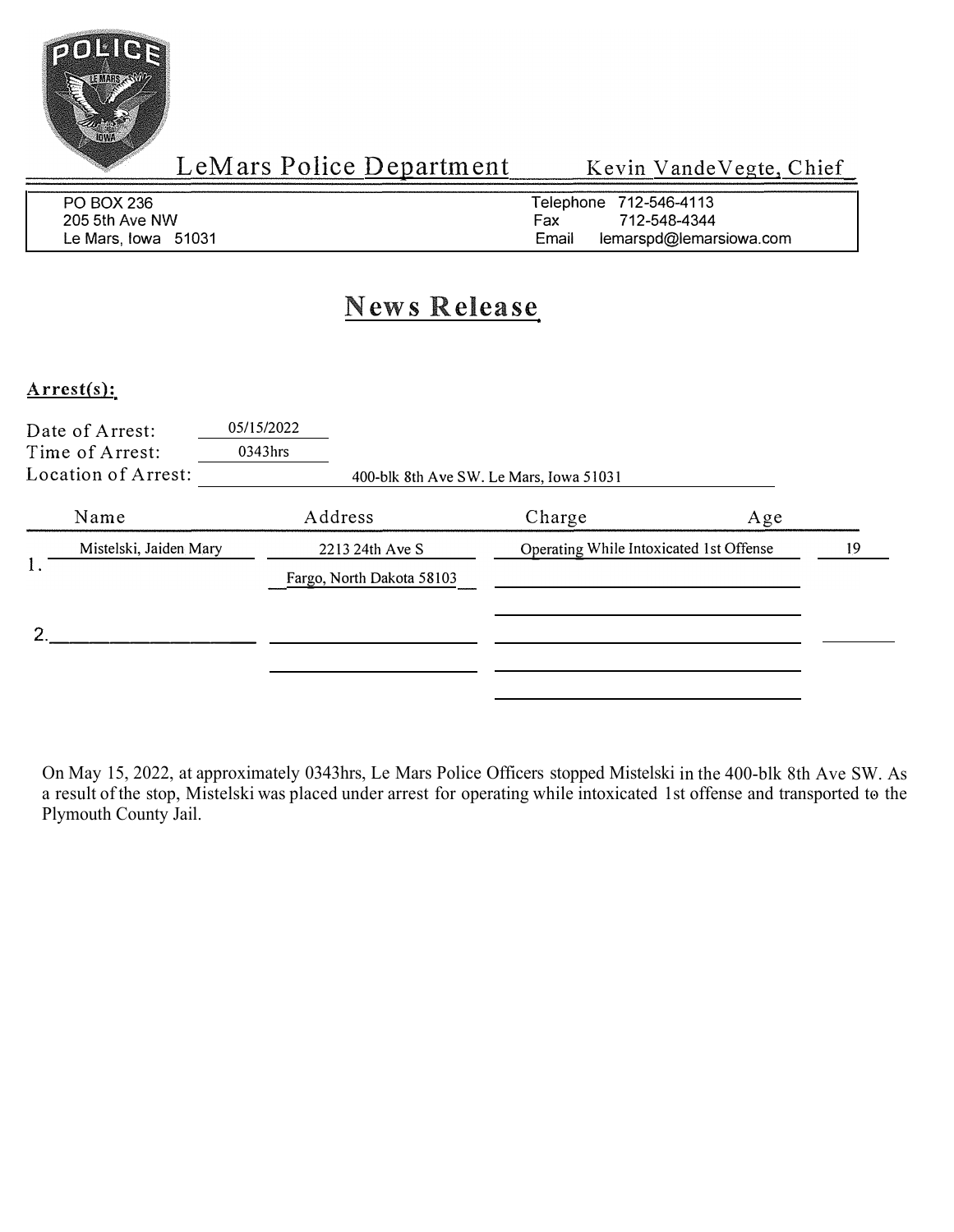# LeMars Police Department

Kevin VandeVegte, Chief

PO BOX 236
205 5th Ave NW
Le Mars, Iowa 51031

Telephone 712-546-4113
Fax 712-548-4344
Email lemarspd@lemarsiowa.com

## News Release

**Arrest(s):**

Date of Arrest: 05/15/2022
Time of Arrest: 0343hrs
Location of Arrest: 400-blk 8th Ave SW. Le Mars, Iowa 51031

| | Name | Address | Charge | Age |
|---|---|---|---|---|
| 1. | Mistelski, Jaiden Mary | 2213 24th Ave S<br>Fargo, North Dakota 58103 | Operating While Intoxicated 1st Offense | 19 |
| 2. | | | | |

On May 15, 2022, at approximately 0343hrs, Le Mars Police Officers stopped Mistelski in the 400-blk 8th Ave SW. As a result of the stop, Mistelski was placed under arrest for operating while intoxicated 1st offense and transported to the Plymouth County Jail.